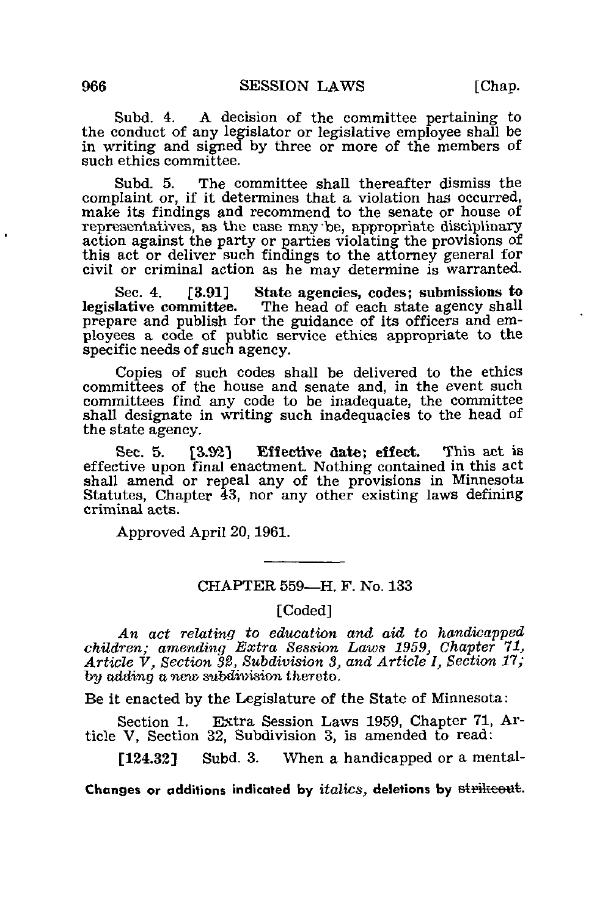Subd. 4. A decision of the committee pertaining to the conduct of any legislator or legislative employee shall be in writing and signed by three or more of the members of such ethics committee.

Subd. 5. The committee shall thereafter dismiss the complaint or, if it determines that a violation has occurred, make its findings and recommend to the senate or house of representatives, as the case may be, appropriate disciplinary action against the party or parties violating the provisions of this act or deliver such findings to the attorney general for civil or criminal action as he may determine is warranted.

Sec. 4. [3.91] **State agencies, codes; submissions to legislative committee.** The head of each state agency shall prepare and publish for the guidance of its officers and employees a code of public service ethics appropriate to the specific needs of such agency.

Copies of such codes shall be delivered to the ethics committees of the house and senate and, in the event such committees find any code to be inadequate, the committee shall designate in writing such inadequacies to the head of the state agency.

Sec. 5. [3.92] **Effective date; effect.** This act is effective upon final enactment. Nothing contained in this act shall amend or repeal any of the provisions in Minnesota Statutes, Chapter 43, nor any other existing laws defining criminal acts.

Approved April 20, 1961.

---

## CHAPTER 559—H. F. No. 133

[Coded]

*An act relating to education and aid to handicapped children; amending Extra Session Laws 1959, Chapter 71, Article V, Section 32, Subdivision 3, and Article I, Section 17; by adding a new subdivision thereto.*

Be it enacted by the Legislature of the State of Minnesota:

Section 1. Extra Session Laws 1959, Chapter 71, Article V, Section 32, Subdivision 3, is amended to read:

[124.32] Subd. 3. When a handicapped or a mental-

Changes or additions indicated by *italics*, deletions by ~~strikeout~~.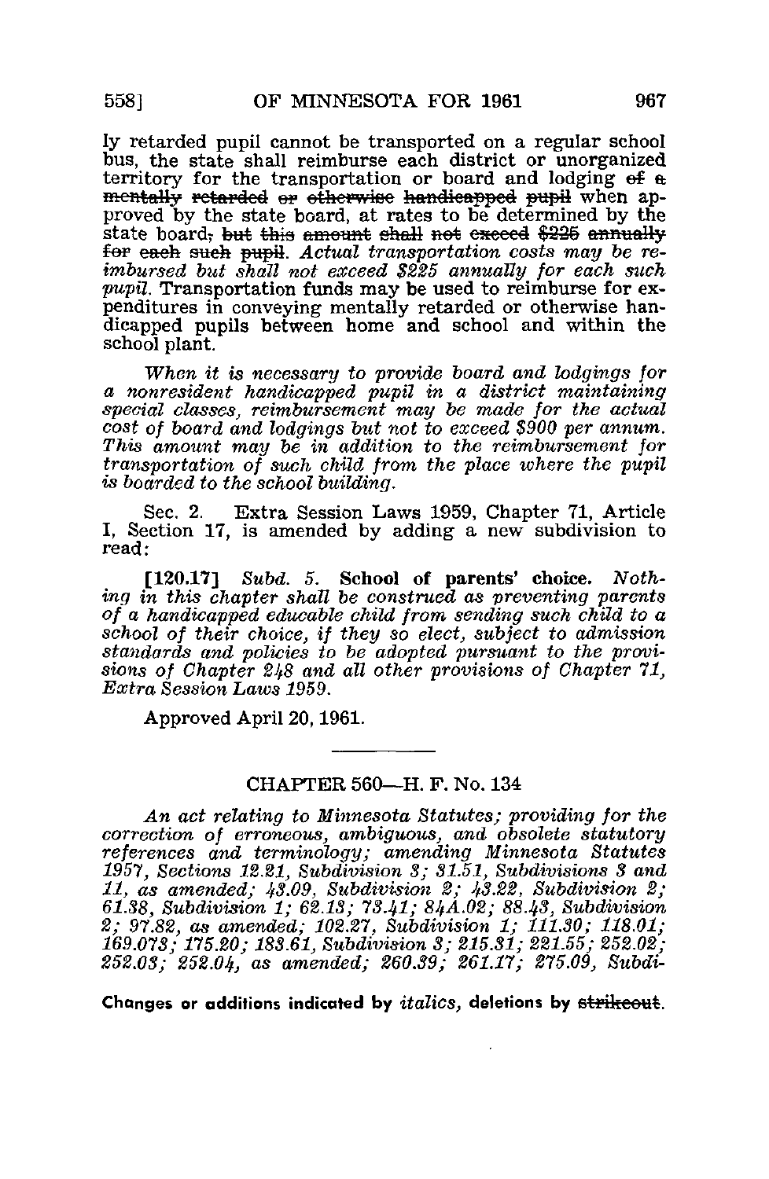ly retarded pupil cannot be transported on a regular school bus, the state shall reimburse each district or unorganized territory for the transportation or board and lodging ~~of a mentally retarded or otherwise handicapped pupil~~ when approved by the state board, at rates to be determined by the state board~~, but this amount shall not exceed $225 annually for each such pupil~~. *Actual transportation costs may be reimbursed but shall not exceed $225 annually for each such pupil.* Transportation funds may be used to reimburse for expenditures in conveying mentally retarded or otherwise handicapped pupils between home and school and within the school plant.

*When it is necessary to provide board and lodgings for a nonresident handicapped pupil in a district maintaining special classes, reimbursement may be made for the actual cost of board and lodgings but not to exceed $900 per annum. This amount may be in addition to the reimbursement for transportation of such child from the place where the pupil is boarded to the school building.*

Sec. 2. Extra Session Laws 1959, Chapter 71, Article I, Section 17, is amended by adding a new subdivision to read:

[120.17] *Subd. 5.* **School of parents' choice.** *Nothing in this chapter shall be construed as preventing parents of a handicapped educable child from sending such child to a school of their choice, if they so elect, subject to admission standards and policies to be adopted pursuant to the provisions of Chapter 248 and all other provisions of Chapter 71, Extra Session Laws 1959.*

Approved April 20, 1961.

---

## CHAPTER 560—H. F. No. 134

*An act relating to Minnesota Statutes; providing for the correction of erroneous, ambiguous, and obsolete statutory references and terminology; amending Minnesota Statutes 1957, Sections 12.21, Subdivision 3; 31.51, Subdivisions 3 and 11, as amended; 43.09, Subdivision 2; 43.22, Subdivision 2; 61.38, Subdivision 1; 62.13; 73.41; 84A.02; 88.43, Subdivision 2; 97.82, as amended; 102.27, Subdivision 1; 111.30; 118.01; 169.073; 175.20; 183.61, Subdivision 3; 215.31; 221.55; 252.02; 252.03; 252.04, as amended; 260.39; 261.17; 275.09, Subdi-*

Changes or additions indicated by *italics*, deletions by ~~strikeout~~.